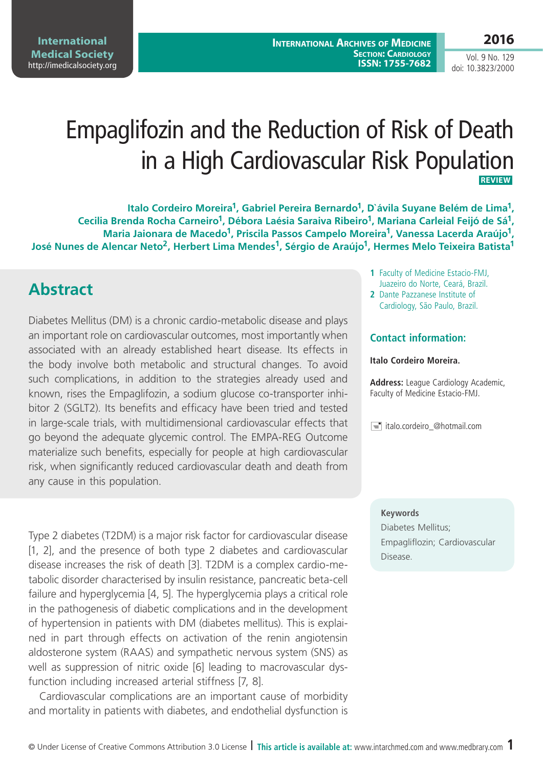# Empaglifozin and the Reduction of Risk of Death in a High Cardiovascular Risk Population

**REVIEW**

**Italo Cordeiro Moreira[1], Gabriel Pereira Bernardo[1], D`ávila Suyane Belém de Lima[1], Cecilia Brenda Rocha Carneiro[1], Débora Laésia Saraiva Ribeiro[1], Mariana Carleial Feijó de Sá[1], Maria Jaionara de Macedo[1], Priscila Passos Campelo Moreira[1], Vanessa Lacerda Araújo[1], José Nunes de Alencar Neto[2], Herbert Lima Mendes[1], Sérgio de Araújo[1], Hermes Melo Teixeira Batista[1]**

1 Faculty of Medicine Estacio-FMJ, Juazeiro do Norte, Ceará, Brazil.

2 Dante Pazzanese Institute of Cardiology, São Paulo, Brazil.

## Contact information:

**Italo Cordeiro Moreira.**

**Address:** League Cardiology Academic, Faculty of Medicine Estacio-FMJ.

italo.cordeiro_@hotmail.com

## Abstract

Diabetes Mellitus (DM) is a chronic cardio-metabolic disease and plays an important role on cardiovascular outcomes, most importantly when associated with an already established heart disease. Its effects in the body involve both metabolic and structural changes. To avoid such complications, in addition to the strategies already used and known, rises the Empaglifozin, a sodium glucose co-transporter inhibitor 2 (SGLT2). Its benefits and efficacy have been tried and tested in large-scale trials, with multidimensional cardiovascular effects that go beyond the adequate glycemic control. The EMPA-REG Outcome materialize such benefits, especially for people at high cardiovascular risk, when significantly reduced cardiovascular death and death from any cause in this population.

**Keywords**

Diabetes Mellitus; Empaglifozin; Cardiovascular Disease.

Type 2 diabetes (T2DM) is a major risk factor for cardiovascular disease [1, 2], and the presence of both type 2 diabetes and cardiovascular disease increases the risk of death [3]. T2DM is a complex cardio-metabolic disorder characterised by insulin resistance, pancreatic beta-cell failure and hyperglycemia [4, 5]. The hyperglycemia plays a critical role in the pathogenesis of diabetic complications and in the development of hypertension in patients with DM (diabetes mellitus). This is explained in part through effects on activation of the renin angiotensin aldosterone system (RAAS) and sympathetic nervous system (SNS) as well as suppression of nitric oxide [6] leading to macrovascular dysfunction including increased arterial stiffness [7, 8].

Cardiovascular complications are an important cause of morbidity and mortality in patients with diabetes, and endothelial dysfunction is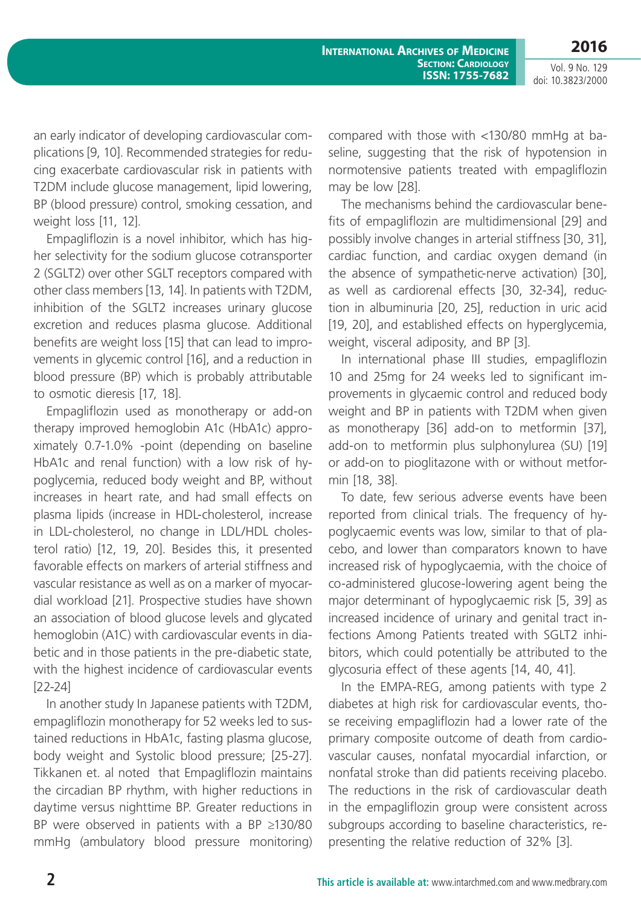an early indicator of developing cardiovascular complications [9, 10]. Recommended strategies for reducing exacerbate cardiovascular risk in patients with T2DM include glucose management, lipid lowering, BP (blood pressure) control, smoking cessation, and weight loss [11, 12].

Empagliflozin is a novel inhibitor, which has higher selectivity for the sodium glucose cotransporter 2 (SGLT2) over other SGLT receptors compared with other class members [13, 14]. In patients with T2DM, inhibition of the SGLT2 increases urinary glucose excretion and reduces plasma glucose. Additional benefits are weight loss [15] that can lead to improvements in glycemic control [16], and a reduction in blood pressure (BP) which is probably attributable to osmotic dieresis [17, 18].

Empagliflozin used as monotherapy or add-on therapy improved hemoglobin A1c (HbA1c) approximately 0.7-1.0% -point (depending on baseline HbA1c and renal function) with a low risk of hypoglycemia, reduced body weight and BP, without increases in heart rate, and had small effects on plasma lipids (increase in HDL-cholesterol, increase in LDL-cholesterol, no change in LDL/HDL cholesterol ratio) [12, 19, 20]. Besides this, it presented favorable effects on markers of arterial stiffness and vascular resistance as well as on a marker of myocardial workload [21]. Prospective studies have shown an association of blood glucose levels and glycated hemoglobin (A1C) with cardiovascular events in diabetic and in those patients in the pre-diabetic state, with the highest incidence of cardiovascular events [22-24]

In another study In Japanese patients with T2DM, empagliflozin monotherapy for 52 weeks led to sustained reductions in HbA1c, fasting plasma glucose, body weight and Systolic blood pressure; [25-27]. Tikkanen et. al noted that Empagliflozin maintains the circadian BP rhythm, with higher reductions in daytime versus nighttime BP. Greater reductions in BP were observed in patients with a BP ≥130/80 mmHg (ambulatory blood pressure monitoring) compared with those with <130/80 mmHg at baseline, suggesting that the risk of hypotension in normotensive patients treated with empagliflozin may be low [28].

The mechanisms behind the cardiovascular benefits of empagliflozin are multidimensional [29] and possibly involve changes in arterial stiffness [30, 31], cardiac function, and cardiac oxygen demand (in the absence of sympathetic-nerve activation) [30], as well as cardiorenal effects [30, 32-34], reduction in albuminuria [20, 25], reduction in uric acid [19, 20], and established effects on hyperglycemia, weight, visceral adiposity, and BP [3].

In international phase III studies, empagliflozin 10 and 25mg for 24 weeks led to significant improvements in glycaemic control and reduced body weight and BP in patients with T2DM when given as monotherapy [36] add-on to metformin [37], add-on to metformin plus sulphonylurea (SU) [19] or add-on to pioglitazone with or without metformin [18, 38].

To date, few serious adverse events have been reported from clinical trials. The frequency of hypoglycaemic events was low, similar to that of placebo, and lower than comparators known to have increased risk of hypoglycaemia, with the choice of co-administered glucose-lowering agent being the major determinant of hypoglycaemic risk [5, 39] as increased incidence of urinary and genital tract infections Among Patients treated with SGLT2 inhibitors, which could potentially be attributed to the glycosuria effect of these agents [14, 40, 41].

In the EMPA-REG, among patients with type 2 diabetes at high risk for cardiovascular events, those receiving empagliflozin had a lower rate of the primary composite outcome of death from cardiovascular causes, nonfatal myocardial infarction, or nonfatal stroke than did patients receiving placebo. The reductions in the risk of cardiovascular death in the empagliflozin group were consistent across subgroups according to baseline characteristics, representing the relative reduction of 32% [3].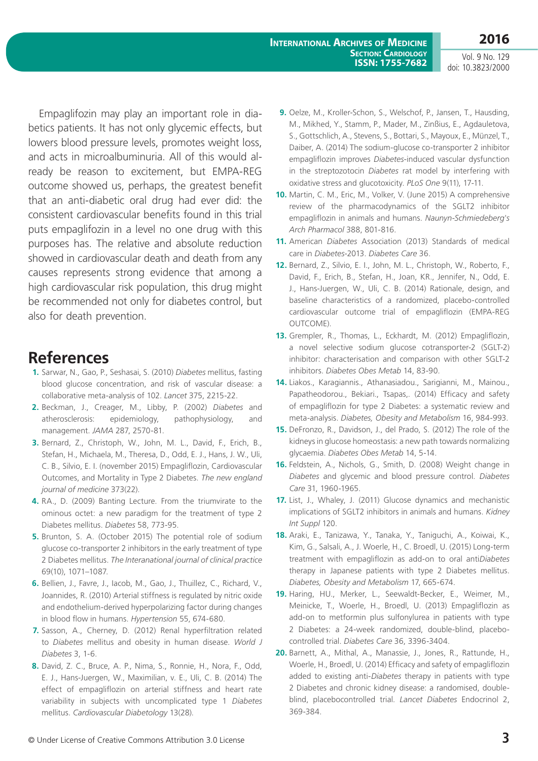Empaglifozin may play an important role in diabetics patients. It has not only glycemic effects, but lowers blood pressure levels, promotes weight loss, and acts in microalbuminuria. All of this would already be reason to excitement, but EMPA-REG outcome showed us, perhaps, the greatest benefit that an anti-diabetic oral drug had ever did: the consistent cardiovascular benefits found in this trial puts empaglifozin in a level no one drug with this purposes has. The relative and absolute reduction showed in cardiovascular death and death from any causes represents strong evidence that among a high cardiovascular risk population, this drug might be recommended not only for diabetes control, but also for death prevention.

# References

1. Sarwar, N., Gao, P., Seshasai, S. (2010) *Diabetes* mellitus, fasting blood glucose concentration, and risk of vascular disease: a collaborative meta-analysis of 102. *Lancet* 375, 2215-22.
2. Beckman, J., Creager, M., Libby, P. (2002) *Diabetes* and atherosclerosis: epidemiology, pathophysiology, and management. *JAMA* 287, 2570-81.
3. Bernard, Z., Christoph, W., John, M. L., David, F., Erich, B., Stefan, H., Michaela, M., Theresa, D., Odd, E. J., Hans, J. W., Uli, C. B., Silvio, E. I. (november 2015) Empagliflozin, Cardiovascular Outcomes, and Mortality in Type 2 Diabetes. *The new england journal of medicine* 373(22).
4. RA., D. (2009) Banting Lecture. From the triumvirate to the ominous octet: a new paradigm for the treatment of type 2 Diabetes mellitus. *Diabetes* 58, 773-95.
5. Brunton, S. A. (October 2015) The potential role of sodium glucose co-transporter 2 inhibitors in the early treatment of type 2 Diabetes mellitus. *The Interanational journal of clinical practice* 69(10), 1071–1087.
6. Bellien, J., Favre, J., Iacob, M., Gao, J., Thuillez, C., Richard, V., Joannides, R. (2010) Arterial stiffness is regulated by nitric oxide and endothelium-derived hyperpolarizing factor during changes in blood flow in humans. *Hypertension* 55, 674-680.
7. Sasson, A., Cherney, D. (2012) Renal hyperfiltration related to *Diabetes* mellitus and obesity in human disease. *World J Diabetes* 3, 1-6.
8. David, Z. C., Bruce, A. P., Nima, S., Ronnie, H., Nora, F., Odd, E. J., Hans-Juergen, W., Maximilian, v. E., Uli, C. B. (2014) The effect of empagliflozin on arterial stiffness and heart rate variability in subjects with uncomplicated type 1 *Diabetes* mellitus. *Cardiovascular Diabetology* 13(28).
9. Oelze, M., Kroller-Schon, S., Welschof, P., Jansen, T., Hausding, M., Mikhed, Y., Stamm, P., Mader, M., Zinßius, E., Agdauletova, S., Gottschlich, A., Stevens, S., Bottari, S., Mayoux, E., Münzel, T., Daiber, A. (2014) The sodium-glucose co-transporter 2 inhibitor empagliflozin improves *Diabetes*-induced vascular dysfunction in the streptozotocin *Diabetes* rat model by interfering with oxidative stress and glucotoxicity. *PLoS One* 9(11), 17-11.
10. Martin, C. M., Eric, M., Volker, V. (June 2015) A comprehensive review of the pharmacodynamics of the SGLT2 inhibitor empagliflozin in animals and humans. *Naunyn-Schmiedeberg's Arch Pharmacol* 388, 801-816.
11. American *Diabetes* Association (2013) Standards of medical care in *Diabetes*-2013. *Diabetes Care* 36.
12. Bernard, Z., Silvio, E. I., John, M. L., Christoph, W., Roberto, F., David, F., Erich, B., Stefan, H., Joan, KR., Jennifer, N., Odd, E. J., Hans-Juergen, W., Uli, C. B. (2014) Rationale, design, and baseline characteristics of a randomized, placebo-controlled cardiovascular outcome trial of empagliflozin (EMPA-REG OUTCOME).
13. Grempler, R., Thomas, L., Eckhardt, M. (2012) Empagliflozin, a novel selective sodium glucose cotransporter-2 (SGLT-2) inhibitor: characterisation and comparison with other SGLT-2 inhibitors. *Diabetes Obes Metab* 14, 83-90.
14. Liakos., Karagiannis., Athanasiadou., Sarigianni, M., Mainou., Papatheodorou., Bekiari., Tsapas,. (2014) Efficacy and safety of empagliflozin for type 2 Diabetes: a systematic review and meta-analysis. *Diabetes, Obesity and Metabolism* 16, 984-993.
15. DeFronzo, R., Davidson, J., del Prado, S. (2012) The role of the kidneys in glucose homeostasis: a new path towards normalizing glycaemia. *Diabetes Obes Metab* 14, 5-14.
16. Feldstein, A., Nichols, G., Smith, D. (2008) Weight change in *Diabetes* and glycemic and blood pressure control. *Diabetes Care* 31, 1960-1965.
17. List, J., Whaley, J. (2011) Glucose dynamics and mechanistic implications of SGLT2 inhibitors in animals and humans. *Kidney Int Suppl* 120.
18. Araki, E., Tanizawa, Y., Tanaka, Y., Taniguchi, A., Koiwai, K., Kim, G., Salsali, A., J. Woerle, H., C. Broedl, U. (2015) Long-term treatment with empagliflozin as add-on to oral anti*Diabetes* therapy in Japanese patients with type 2 Diabetes mellitus. *Diabetes, Obesity and Metabolism* 17, 665-674.
19. Haring, HU., Merker, L., Seewaldt-Becker, E., Weimer, M., Meinicke, T., Woerle, H., Broedl, U. (2013) Empagliflozin as add-on to metformin plus sulfonylurea in patients with type 2 Diabetes: a 24-week randomized, double-blind, placebo-controlled trial. *Diabetes Care* 36, 3396-3404.
20. Barnett, A., Mithal, A., Manassie, J., Jones, R., Rattunde, H., Woerle, H., Broedl, U. (2014) Efficacy and safety of empagliflozin added to existing anti-*Diabetes* therapy in patients with type 2 Diabetes and chronic kidney disease: a randomised, double-blind, placebocontrolled trial. *Lancet Diabetes* Endocrinol 2, 369-384.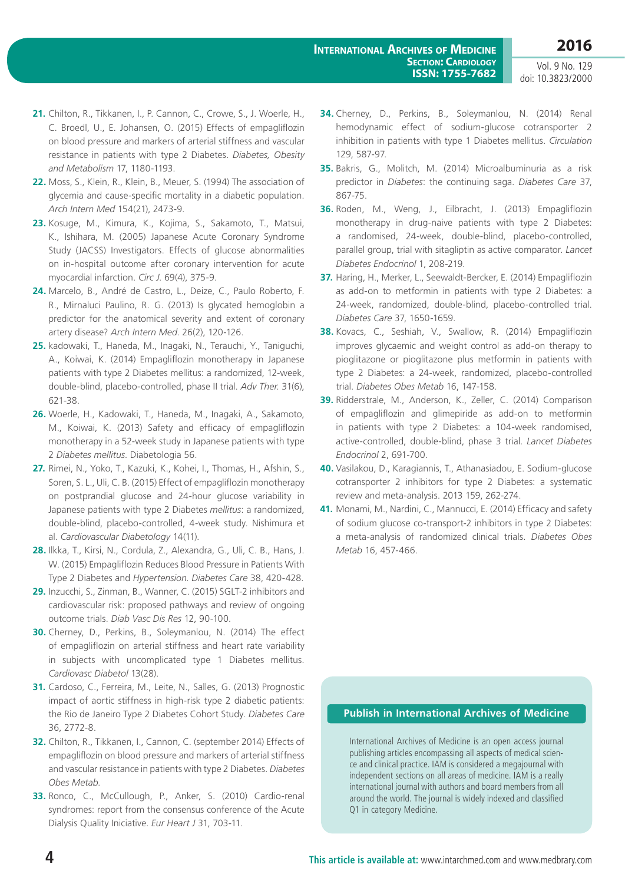21. Chilton, R., Tikkanen, I., P. Cannon, C., Crowe, S., J. Woerle, H., C. Broedl, U., E. Johansen, O. (2015) Effects of empagliflozin on blood pressure and markers of arterial stiffness and vascular resistance in patients with type 2 Diabetes. *Diabetes, Obesity and Metabolism* 17, 1180-1193.

22. Moss, S., Klein, R., Klein, B., Meuer, S. (1994) The association of glycemia and cause-specific mortality in a diabetic population. *Arch Intern Med* 154(21), 2473-9.

23. Kosuge, M., Kimura, K., Kojima, S., Sakamoto, T., Matsui, K., Ishihara, M. (2005) Japanese Acute Coronary Syndrome Study (JACSS) Investigators. Effects of glucose abnormalities on in-hospital outcome after coronary intervention for acute myocardial infarction. *Circ J.* 69(4), 375-9.

24. Marcelo, B., André de Castro, L., Deize, C., Paulo Roberto, F. R., Mirnaluci Paulino, R. G. (2013) Is glycated hemoglobin a predictor for the anatomical severity and extent of coronary artery disease? *Arch Intern Med.* 26(2), 120-126.

25. kadowaki, T., Haneda, M., Inagaki, N., Terauchi, Y., Taniguchi, A., Koiwai, K. (2014) Empagliflozin monotherapy in Japanese patients with type 2 Diabetes mellitus: a randomized, 12-week, double-blind, placebo-controlled, phase II trial. *Adv Ther.* 31(6), 621-38.

26. Woerle, H., Kadowaki, T., Haneda, M., Inagaki, A., Sakamoto, M., Koiwai, K. (2013) Safety and efficacy of empagliflozin monotherapy in a 52-week study in Japanese patients with type 2 *Diabetes mellitus.* Diabetologia 56.

27. Rimei, N., Yoko, T., Kazuki, K., Kohei, I., Thomas, H., Afshin, S., Soren, S. L., Uli, C. B. (2015) Effect of empagliflozin monotherapy on postprandial glucose and 24-hour glucose variability in Japanese patients with type 2 Diabetes *mellitus*: a randomized, double-blind, placebo-controlled, 4-week study. Nishimura et al. *Cardiovascular Diabetology* 14(11).

28. Ilkka, T., Kirsi, N., Cordula, Z., Alexandra, G., Uli, C. B., Hans, J. W. (2015) Empagliflozin Reduces Blood Pressure in Patients With Type 2 Diabetes and *Hypertension. Diabetes Care* 38, 420-428.

29. Inzucchi, S., Zinman, B., Wanner, C. (2015) SGLT-2 inhibitors and cardiovascular risk: proposed pathways and review of ongoing outcome trials. *Diab Vasc Dis Res* 12, 90-100.

30. Cherney, D., Perkins, B., Soleymanlou, N. (2014) The effect of empagliflozin on arterial stiffness and heart rate variability in subjects with uncomplicated type 1 Diabetes mellitus. *Cardiovasc Diabetol* 13(28).

31. Cardoso, C., Ferreira, M., Leite, N., Salles, G. (2013) Prognostic impact of aortic stiffness in high-risk type 2 diabetic patients: the Rio de Janeiro Type 2 Diabetes Cohort Study. *Diabetes Care* 36, 2772-8.

32. Chilton, R., Tikkanen, I., Cannon, C. (september 2014) Effects of empagliflozin on blood pressure and markers of arterial stiffness and vascular resistance in patients with type 2 Diabetes. *Diabetes Obes Metab.*

33. Ronco, C., McCullough, P., Anker, S. (2010) Cardio-renal syndromes: report from the consensus conference of the Acute Dialysis Quality Iniciative. *Eur Heart J* 31, 703-11.

34. Cherney, D., Perkins, B., Soleymanlou, N. (2014) Renal hemodynamic effect of sodium-glucose cotransporter 2 inhibition in patients with type 1 Diabetes mellitus. *Circulation* 129, 587-97.

35. Bakris, G., Molitch, M. (2014) Microalbuminuria as a risk predictor in *Diabetes*: the continuing saga. *Diabetes Care* 37, 867-75.

36. Roden, M., Weng, J., Eilbracht, J. (2013) Empagliflozin monotherapy in drug-naive patients with type 2 Diabetes: a randomised, 24-week, double-blind, placebo-controlled, parallel group, trial with sitagliptin as active comparator. *Lancet Diabetes Endocrinol* 1, 208-219.

37. Haring, H., Merker, L., Seewaldt-Bercker, E. (2014) Empagliflozin as add-on to metformin in patients with type 2 Diabetes: a 24-week, randomized, double-blind, placebo-controlled trial. *Diabetes Care* 37, 1650-1659.

38. Kovacs, C., Seshiah, V., Swallow, R. (2014) Empagliflozin improves glycaemic and weight control as add-on therapy to pioglitazone or pioglitazone plus metformin in patients with type 2 Diabetes: a 24-week, randomized, placebo-controlled trial. *Diabetes Obes Metab* 16, 147-158.

39. Ridderstrale, M., Anderson, K., Zeller, C. (2014) Comparison of empagliflozin and glimepiride as add-on to metformin in patients with type 2 Diabetes: a 104-week randomised, active-controlled, double-blind, phase 3 trial. *Lancet Diabetes Endocrinol* 2, 691-700.

40. Vasilakou, D., Karagiannis, T., Athanasiadou, E. Sodium-glucose cotransporter 2 inhibitors for type 2 Diabetes: a systematic review and meta-analysis. 2013 159, 262-274.

41. Monami, M., Nardini, C., Mannucci, E. (2014) Efficacy and safety of sodium glucose co-transport-2 inhibitors in type 2 Diabetes: a meta-analysis of randomized clinical trials. *Diabetes Obes Metab* 16, 457-466.

**Publish in International Archives of Medicine**

International Archives of Medicine is an open access journal publishing articles encompassing all aspects of medical science and clinical practice. IAM is considered a megajournal with independent sections on all areas of medicine. IAM is a really international journal with authors and board members from all around the world. The journal is widely indexed and classified Q1 in category Medicine.